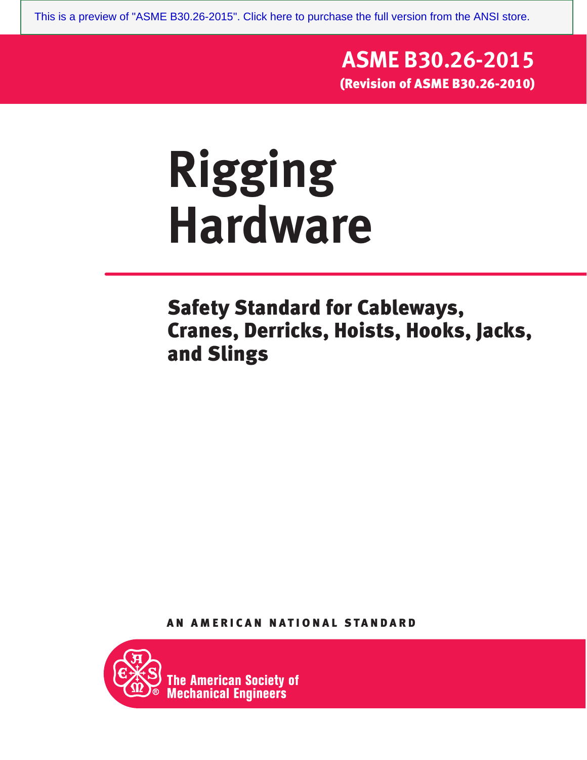This is a preview of "ASME B30.26-2015". Click here to purchase the full version from the ANSI store.

**ASME B30.26-2015**
**(Revision of ASME B30.26-2010)**

# Rigging Hardware

## Safety Standard for Cableways, Cranes, Derricks, Hoists, Hooks, Jacks, and Slings

AN AMERICAN NATIONAL STANDARD

The American Society of Mechanical Engineers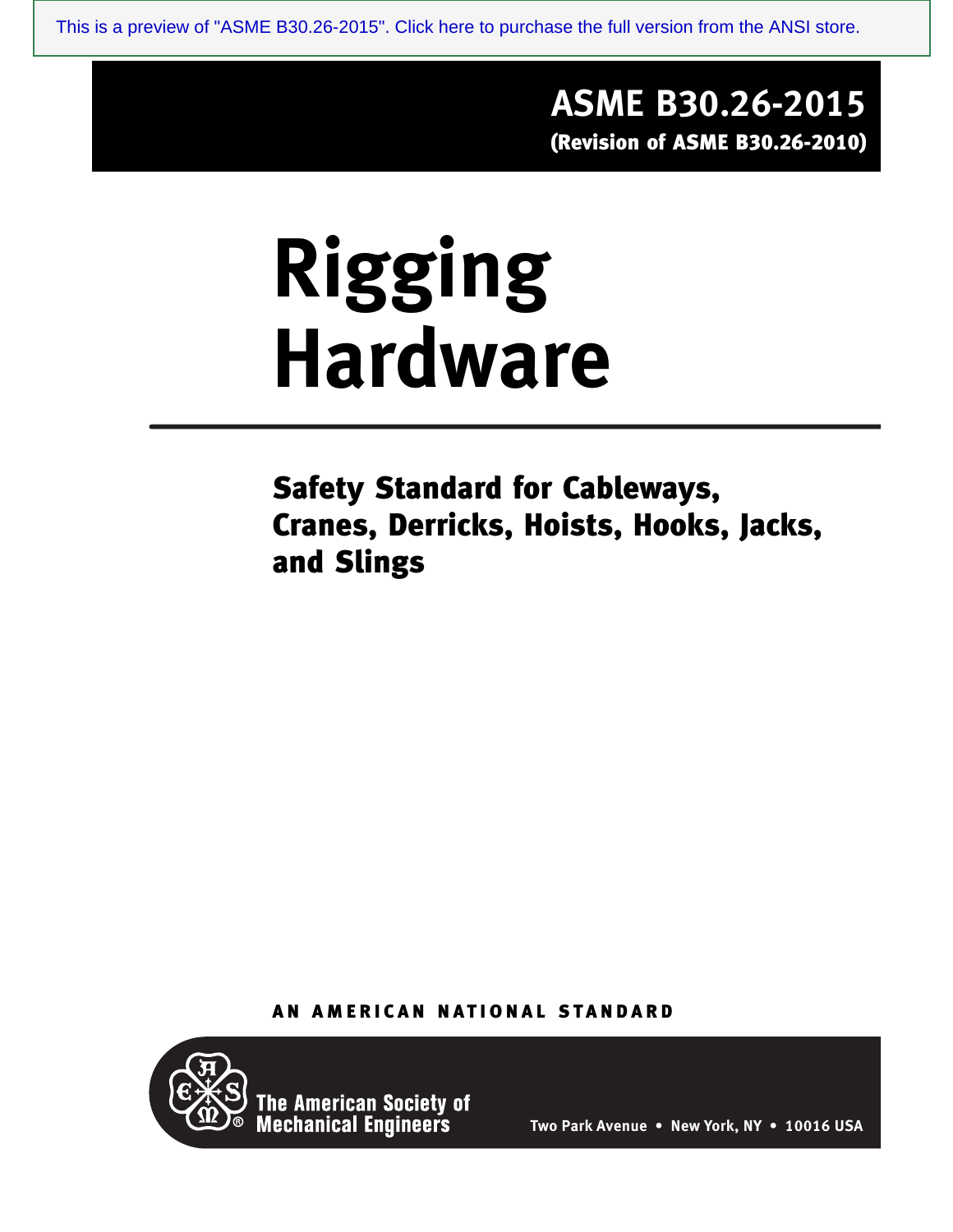This is a preview of "ASME B30.26-2015". Click here to purchase the full version from the ANSI store.

**ASME B30.26-2015**
**(Revision of ASME B30.26-2010)**

# Rigging Hardware

## Safety Standard for Cableways, Cranes, Derricks, Hoists, Hooks, Jacks, and Slings

**AN AMERICAN NATIONAL STANDARD**

The American Society of Mechanical Engineers

Two Park Avenue • New York, NY • 10016 USA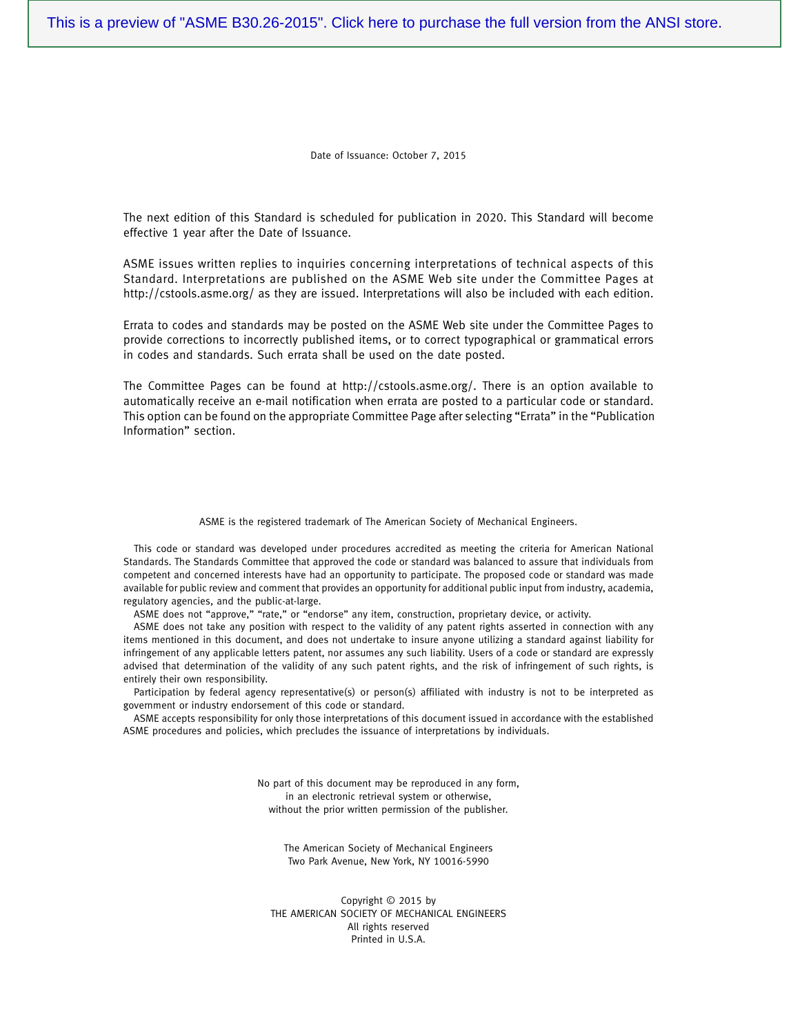This is a preview of "ASME B30.26-2015". Click here to purchase the full version from the ANSI store.

Date of Issuance: October 7, 2015

The next edition of this Standard is scheduled for publication in 2020. This Standard will become effective 1 year after the Date of Issuance.

ASME issues written replies to inquiries concerning interpretations of technical aspects of this Standard. Interpretations are published on the ASME Web site under the Committee Pages at http://cstools.asme.org/ as they are issued. Interpretations will also be included with each edition.

Errata to codes and standards may be posted on the ASME Web site under the Committee Pages to provide corrections to incorrectly published items, or to correct typographical or grammatical errors in codes and standards. Such errata shall be used on the date posted.

The Committee Pages can be found at http://cstools.asme.org/. There is an option available to automatically receive an e-mail notification when errata are posted to a particular code or standard. This option can be found on the appropriate Committee Page after selecting "Errata" in the "Publication Information" section.

ASME is the registered trademark of The American Society of Mechanical Engineers.

This code or standard was developed under procedures accredited as meeting the criteria for American National Standards. The Standards Committee that approved the code or standard was balanced to assure that individuals from competent and concerned interests have had an opportunity to participate. The proposed code or standard was made available for public review and comment that provides an opportunity for additional public input from industry, academia, regulatory agencies, and the public-at-large.

ASME does not "approve," "rate," or "endorse" any item, construction, proprietary device, or activity.

ASME does not take any position with respect to the validity of any patent rights asserted in connection with any items mentioned in this document, and does not undertake to insure anyone utilizing a standard against liability for infringement of any applicable letters patent, nor assumes any such liability. Users of a code or standard are expressly advised that determination of the validity of any such patent rights, and the risk of infringement of such rights, is entirely their own responsibility.

Participation by federal agency representative(s) or person(s) affiliated with industry is not to be interpreted as government or industry endorsement of this code or standard.

ASME accepts responsibility for only those interpretations of this document issued in accordance with the established ASME procedures and policies, which precludes the issuance of interpretations by individuals.

No part of this document may be reproduced in any form,
in an electronic retrieval system or otherwise,
without the prior written permission of the publisher.

The American Society of Mechanical Engineers
Two Park Avenue, New York, NY 10016-5990

Copyright © 2015 by
THE AMERICAN SOCIETY OF MECHANICAL ENGINEERS
All rights reserved
Printed in U.S.A.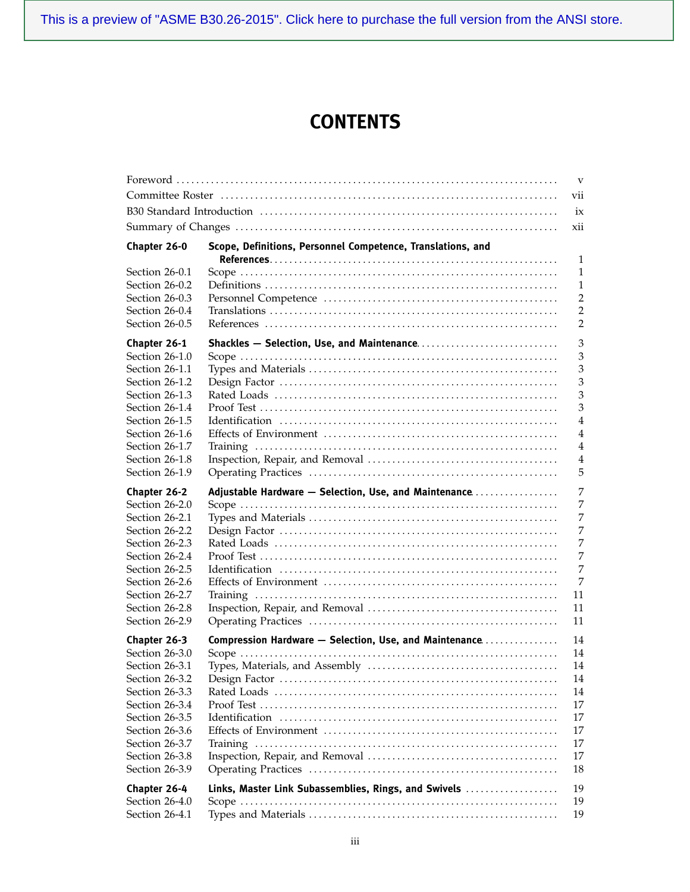This is a preview of "ASME B30.26-2015". Click here to purchase the full version from the ANSI store.

# CONTENTS

| | | |
|---|---|---|
| Foreword | | v |
| Committee Roster | | vii |
| B30 Standard Introduction | | ix |
| Summary of Changes | | xii |
| **Chapter 26-0** | **Scope, Definitions, Personnel Competence, Translations, and References** | 1 |
| Section 26-0.1 | Scope | 1 |
| Section 26-0.2 | Definitions | 1 |
| Section 26-0.3 | Personnel Competence | 2 |
| Section 26-0.4 | Translations | 2 |
| Section 26-0.5 | References | 2 |
| **Chapter 26-1** | **Shackles — Selection, Use, and Maintenance** | 3 |
| Section 26-1.0 | Scope | 3 |
| Section 26-1.1 | Types and Materials | 3 |
| Section 26-1.2 | Design Factor | 3 |
| Section 26-1.3 | Rated Loads | 3 |
| Section 26-1.4 | Proof Test | 3 |
| Section 26-1.5 | Identification | 4 |
| Section 26-1.6 | Effects of Environment | 4 |
| Section 26-1.7 | Training | 4 |
| Section 26-1.8 | Inspection, Repair, and Removal | 4 |
| Section 26-1.9 | Operating Practices | 5 |
| **Chapter 26-2** | **Adjustable Hardware — Selection, Use, and Maintenance** | 7 |
| Section 26-2.0 | Scope | 7 |
| Section 26-2.1 | Types and Materials | 7 |
| Section 26-2.2 | Design Factor | 7 |
| Section 26-2.3 | Rated Loads | 7 |
| Section 26-2.4 | Proof Test | 7 |
| Section 26-2.5 | Identification | 7 |
| Section 26-2.6 | Effects of Environment | 7 |
| Section 26-2.7 | Training | 11 |
| Section 26-2.8 | Inspection, Repair, and Removal | 11 |
| Section 26-2.9 | Operating Practices | 11 |
| **Chapter 26-3** | **Compression Hardware — Selection, Use, and Maintenance** | 14 |
| Section 26-3.0 | Scope | 14 |
| Section 26-3.1 | Types, Materials, and Assembly | 14 |
| Section 26-3.2 | Design Factor | 14 |
| Section 26-3.3 | Rated Loads | 14 |
| Section 26-3.4 | Proof Test | 17 |
| Section 26-3.5 | Identification | 17 |
| Section 26-3.6 | Effects of Environment | 17 |
| Section 26-3.7 | Training | 17 |
| Section 26-3.8 | Inspection, Repair, and Removal | 17 |
| Section 26-3.9 | Operating Practices | 18 |
| **Chapter 26-4** | **Links, Master Link Subassemblies, Rings, and Swivels** | 19 |
| Section 26-4.0 | Scope | 19 |
| Section 26-4.1 | Types and Materials | 19 |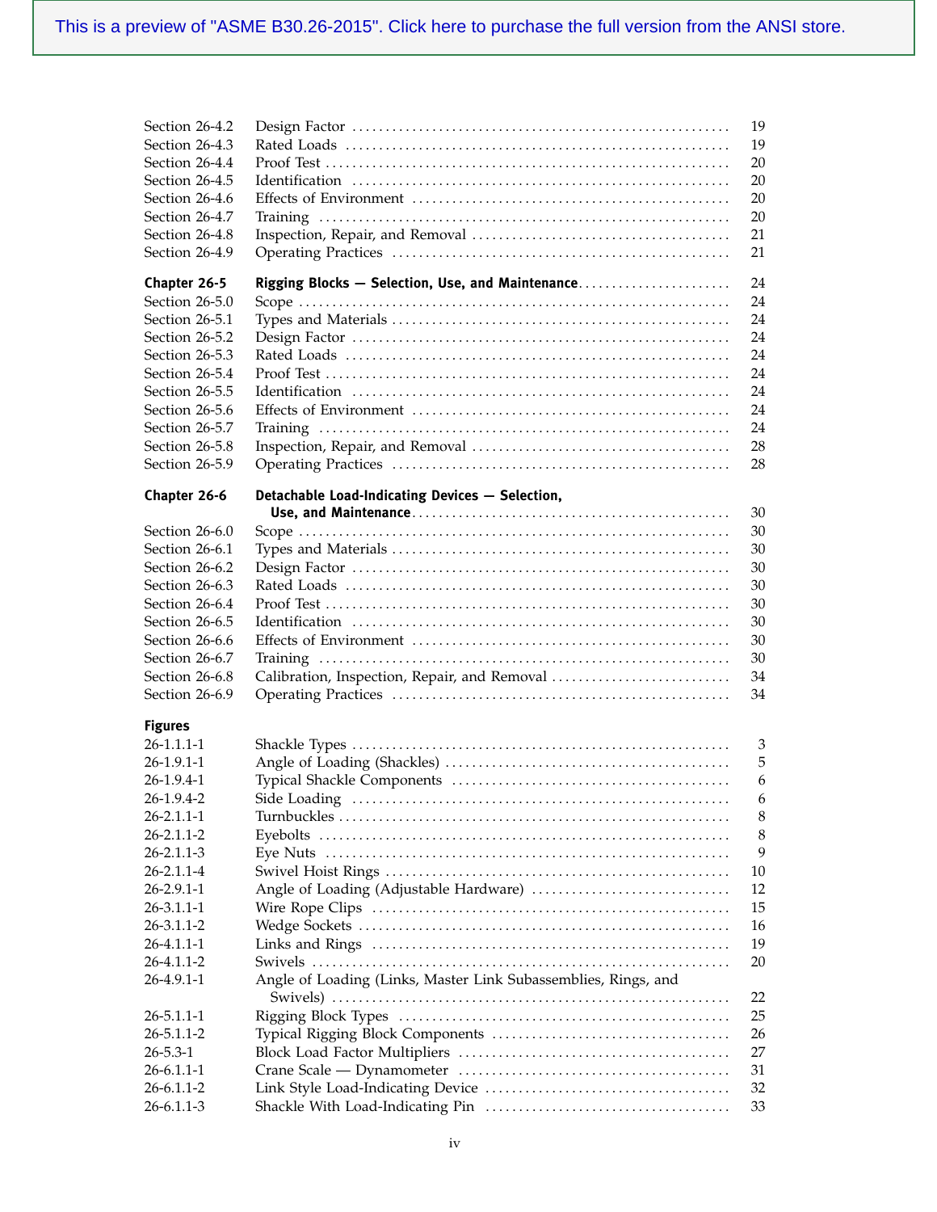This is a preview of "ASME B30.26-2015". Click here to purchase the full version from the ANSI store.

| | | |
|---|---|---|
| Section 26-4.2 | Design Factor | 19 |
| Section 26-4.3 | Rated Loads | 19 |
| Section 26-4.4 | Proof Test | 20 |
| Section 26-4.5 | Identification | 20 |
| Section 26-4.6 | Effects of Environment | 20 |
| Section 26-4.7 | Training | 20 |
| Section 26-4.8 | Inspection, Repair, and Removal | 21 |
| Section 26-4.9 | Operating Practices | 21 |
| **Chapter 26-5** | **Rigging Blocks — Selection, Use, and Maintenance** | 24 |
| Section 26-5.0 | Scope | 24 |
| Section 26-5.1 | Types and Materials | 24 |
| Section 26-5.2 | Design Factor | 24 |
| Section 26-5.3 | Rated Loads | 24 |
| Section 26-5.4 | Proof Test | 24 |
| Section 26-5.5 | Identification | 24 |
| Section 26-5.6 | Effects of Environment | 24 |
| Section 26-5.7 | Training | 24 |
| Section 26-5.8 | Inspection, Repair, and Removal | 28 |
| Section 26-5.9 | Operating Practices | 28 |
| **Chapter 26-6** | **Detachable Load-Indicating Devices — Selection, Use, and Maintenance** | 30 |
| Section 26-6.0 | Scope | 30 |
| Section 26-6.1 | Types and Materials | 30 |
| Section 26-6.2 | Design Factor | 30 |
| Section 26-6.3 | Rated Loads | 30 |
| Section 26-6.4 | Proof Test | 30 |
| Section 26-6.5 | Identification | 30 |
| Section 26-6.6 | Effects of Environment | 30 |
| Section 26-6.7 | Training | 30 |
| Section 26-6.8 | Calibration, Inspection, Repair, and Removal | 34 |
| Section 26-6.9 | Operating Practices | 34 |

**Figures**

| | | |
|---|---|---|
| 26-1.1.1-1 | Shackle Types | 3 |
| 26-1.9.1-1 | Angle of Loading (Shackles) | 5 |
| 26-1.9.4-1 | Typical Shackle Components | 6 |
| 26-1.9.4-2 | Side Loading | 6 |
| 26-2.1.1-1 | Turnbuckles | 8 |
| 26-2.1.1-2 | Eyebolts | 8 |
| 26-2.1.1-3 | Eye Nuts | 9 |
| 26-2.1.1-4 | Swivel Hoist Rings | 10 |
| 26-2.9.1-1 | Angle of Loading (Adjustable Hardware) | 12 |
| 26-3.1.1-1 | Wire Rope Clips | 15 |
| 26-3.1.1-2 | Wedge Sockets | 16 |
| 26-4.1.1-1 | Links and Rings | 19 |
| 26-4.1.1-2 | Swivels | 20 |
| 26-4.9.1-1 | Angle of Loading (Links, Master Link Subassemblies, Rings, and Swivels) | 22 |
| 26-5.1.1-1 | Rigging Block Types | 25 |
| 26-5.1.1-2 | Typical Rigging Block Components | 26 |
| 26-5.3-1 | Block Load Factor Multipliers | 27 |
| 26-6.1.1-1 | Crane Scale — Dynamometer | 31 |
| 26-6.1.1-2 | Link Style Load-Indicating Device | 32 |
| 26-6.1.1-3 | Shackle With Load-Indicating Pin | 33 |